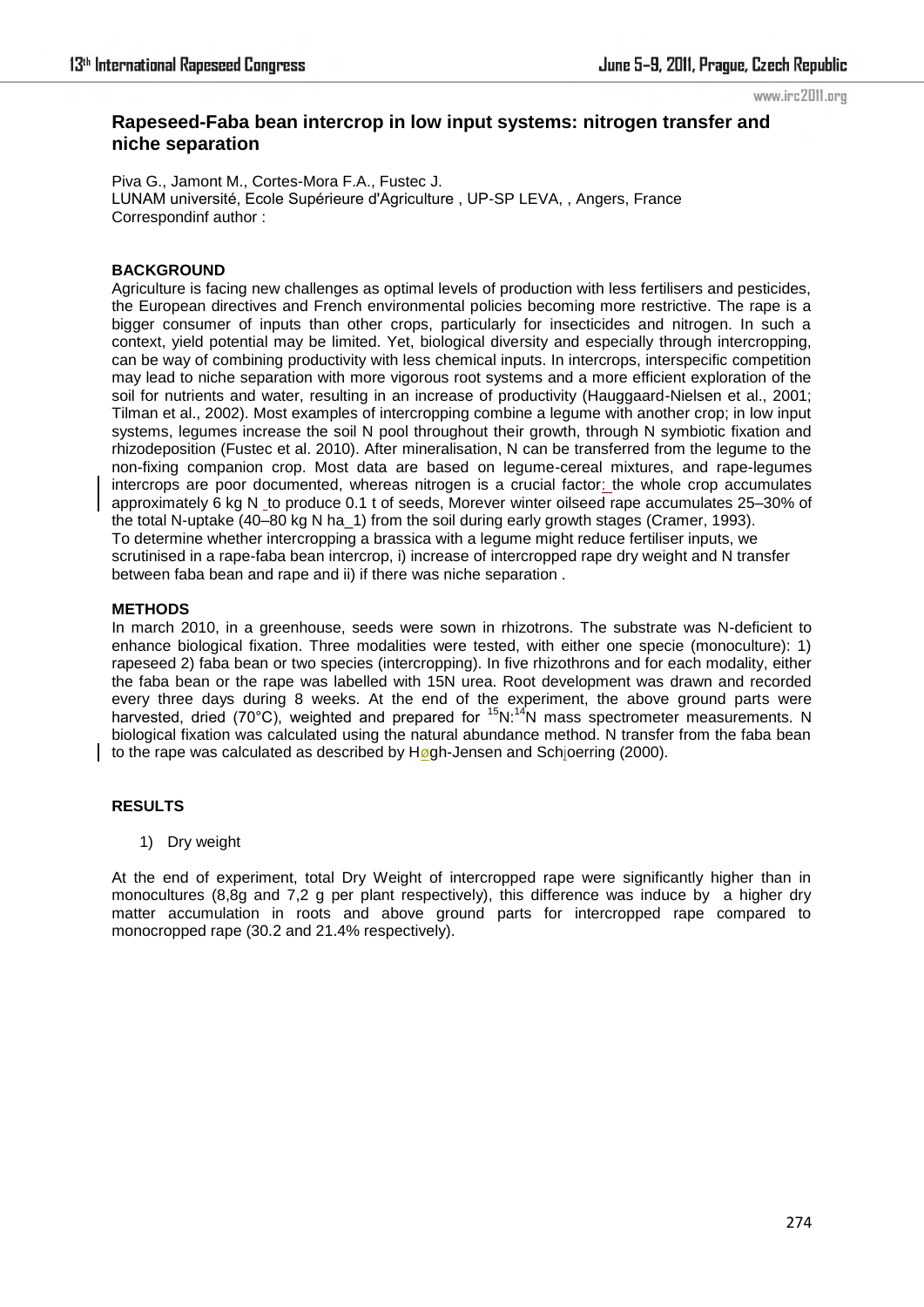# Rapeseed-Faba bean intercrop in low input systems: nitrogen transfer and niche separation

Piva G., Jamont M., Cortes-Mora F.A., Fustec J.
LUNAM université, Ecole Supérieure d'Agriculture , UP-SP LEVA, , Angers, France
Correspondinf author :

## BACKGROUND

Agriculture is facing new challenges as optimal levels of production with less fertilisers and pesticides, the European directives and French environmental policies becoming more restrictive. The rape is a bigger consumer of inputs than other crops, particularly for insecticides and nitrogen. In such a context, yield potential may be limited. Yet, biological diversity and especially through intercropping, can be way of combining productivity with less chemical inputs. In intercrops, interspecific competition may lead to niche separation with more vigorous root systems and a more efficient exploration of the soil for nutrients and water, resulting in an increase of productivity (Hauggaard-Nielsen et al., 2001; Tilman et al., 2002). Most examples of intercropping combine a legume with another crop; in low input systems, legumes increase the soil N pool throughout their growth, through N symbiotic fixation and rhizodeposition (Fustec et al. 2010). After mineralisation, N can be transferred from the legume to the non-fixing companion crop. Most data are based on legume-cereal mixtures, and rape-legumes intercrops are poor documented, whereas nitrogen is a crucial factor: the whole crop accumulates approximately 6 kg N to produce 0.1 t of seeds, Morever winter oilseed rape accumulates 25–30% of the total N-uptake (40–80 kg N ha_1) from the soil during early growth stages (Cramer, 1993).
To determine whether intercropping a brassica with a legume might reduce fertiliser inputs, we scrutinised in a rape-faba bean intercrop, i) increase of intercropped rape dry weight and N transfer between faba bean and rape and ii) if there was niche separation .

## METHODS

In march 2010, in a greenhouse, seeds were sown in rhizotrons. The substrate was N-deficient to enhance biological fixation. Three modalities were tested, with either one specie (monoculture): 1) rapeseed 2) faba bean or two species (intercropping). In five rhizothrons and for each modality, either the faba bean or the rape was labelled with 15N urea. Root development was drawn and recorded every three days during 8 weeks. At the end of the experiment, the above ground parts were harvested, dried (70°C), weighted and prepared for $^{15}N$:$^{14}N$ mass spectrometer measurements. N biological fixation was calculated using the natural abundance method. N transfer from the faba bean to the rape was calculated as described by Høgh-Jensen and Schjoerring (2000).

## RESULTS

1) Dry weight

At the end of experiment, total Dry Weight of intercropped rape were significantly higher than in monocultures (8,8g and 7,2 g per plant respectively), this difference was induce by a higher dry matter accumulation in roots and above ground parts for intercropped rape compared to monocropped rape (30.2 and 21.4% respectively).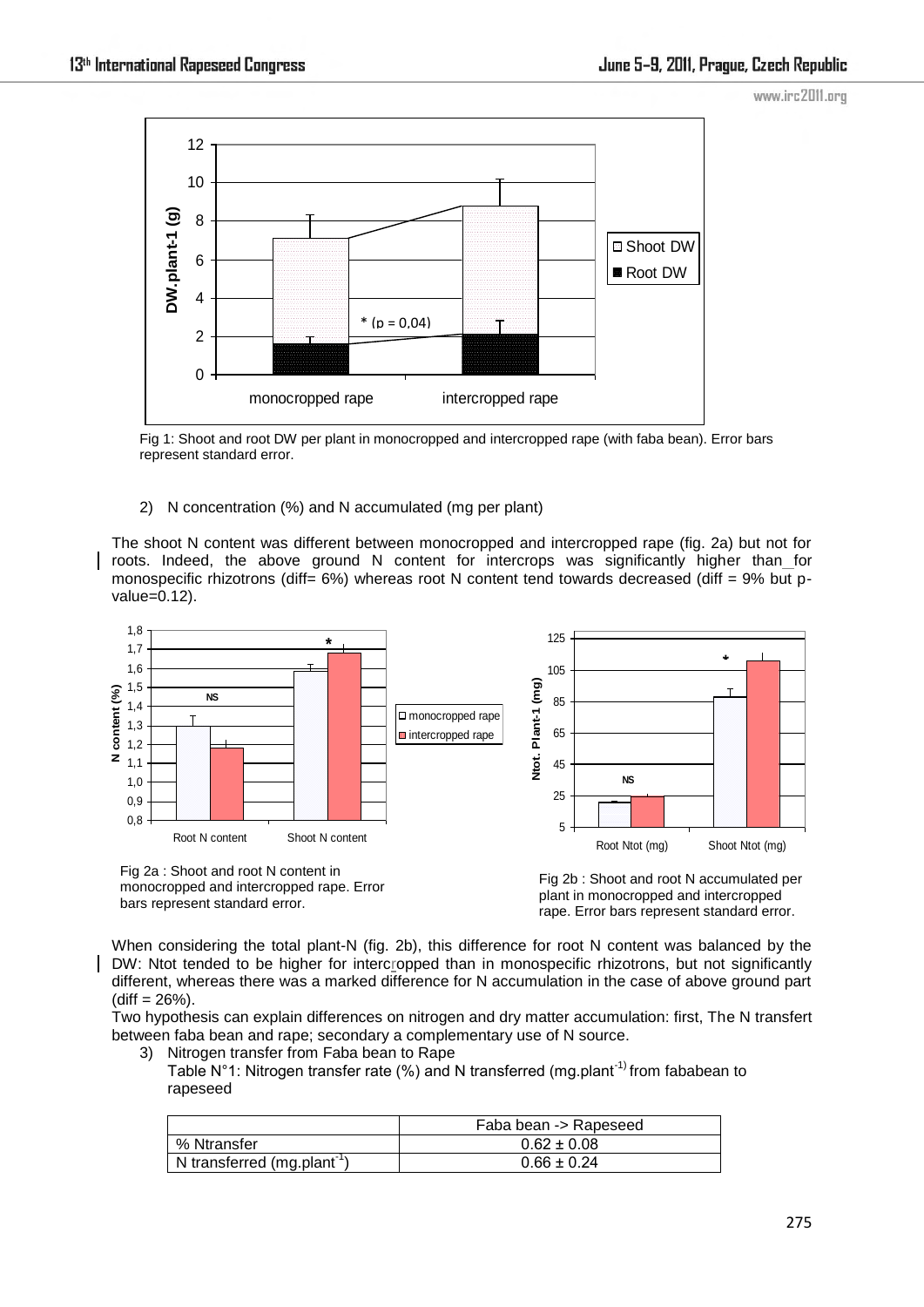Fig 1: Shoot and root DW per plant in monocropped and intercropped rape (with faba bean). Error bars represent standard error.

2) N concentration (%) and N accumulated (mg per plant)

The shoot N content was different between monocropped and intercropped rape (fig. 2a) but not for roots. Indeed, the above ground N content for intercrops was significantly higher than for monospecific rhizotrons (diff= 6%) whereas root N content tend towards decreased (diff = 9% but p-value=0.12).

Fig 2a : Shoot and root N content in monocropped and intercropped rape. Error bars represent standard error.

Fig 2b : Shoot and root N accumulated per plant in monocropped and intercropped rape. Error bars represent standard error.

When considering the total plant-N (fig. 2b), this difference for root N content was balanced by the DW: Ntot tended to be higher for intercropped than in monospecific rhizotrons, but not significantly different, whereas there was a marked difference for N accumulation in the case of above ground part (diff = 26%).

Two hypothesis can explain differences on nitrogen and dry matter accumulation: first, The N transfert between faba bean and rape; secondary a complementary use of N source.

3) Nitrogen transfer from Faba bean to Rape

Table N°1: Nitrogen transfer rate (%) and N transferred (mg.plant$^{-1}$) from fababean to rapeseed

| | Faba bean -> Rapeseed |
|---|---|
| % Ntransfer | 0.62 ± 0.08 |
| N transferred (mg.plant$^{-1}$) | 0.66 ± 0.24 |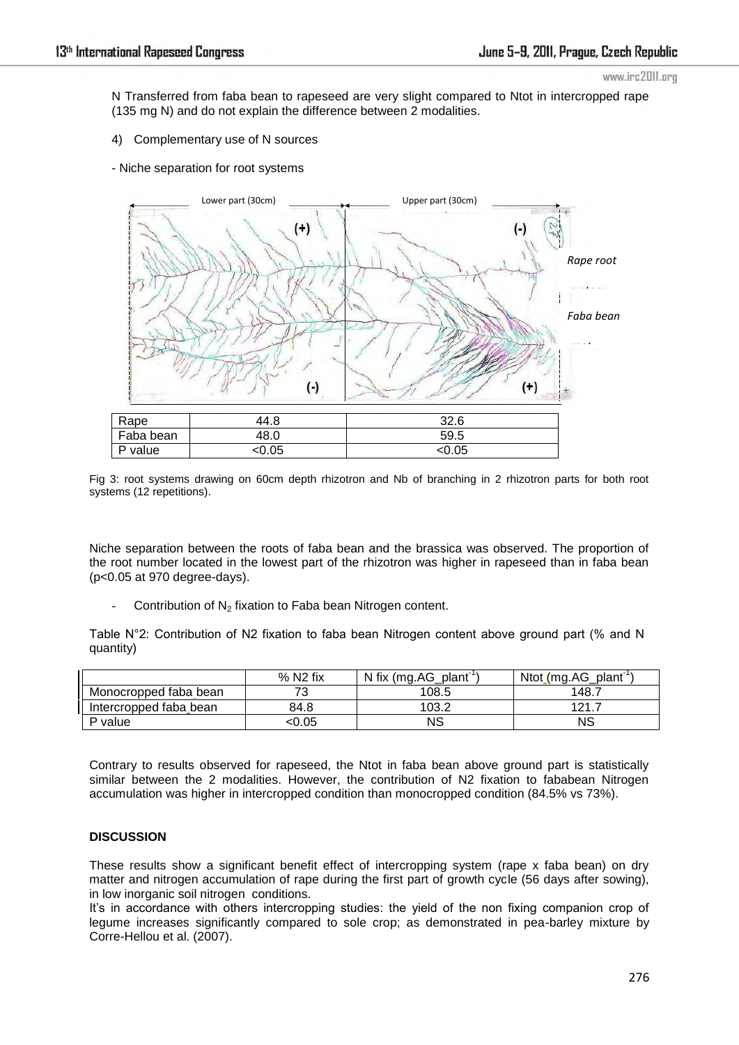N Transferred from faba bean to rapeseed are very slight compared to Ntot in intercropped rape (135 mg N) and do not explain the difference between 2 modalities.

4) Complementary use of N sources

- Niche separation for root systems

| | Lower part (30cm) | Upper part (30cm) |
|---|---|---|
| Rape | 44.8 | 32.6 |
| Faba bean | 48.0 | 59.5 |
| P value | <0.05 | <0.05 |

Fig 3: root systems drawing on 60cm depth rhizotron and Nb of branching in 2 rhizotron parts for both root systems (12 repetitions).

Niche separation between the roots of faba bean and the brassica was observed. The proportion of the root number located in the lowest part of the rhizotron was higher in rapeseed than in faba bean ($p<0.05$ at 970 degree-days).

- Contribution of $N_2$ fixation to Faba bean Nitrogen content.

Table N°2: Contribution of N2 fixation to faba bean Nitrogen content above ground part (% and N quantity)

| | % N2 fix | N fix (mg.AG_plant$^{-1}$) | Ntot (mg.AG_plant$^{-1}$) |
|---|---|---|---|
| Monocropped faba bean | 73 | 108.5 | 148.7 |
| Intercropped faba bean | 84.8 | 103.2 | 121.7 |
| P value | <0.05 | NS | NS |

Contrary to results observed for rapeseed, the Ntot in faba bean above ground part is statistically similar between the 2 modalities. However, the contribution of N2 fixation to fababean Nitrogen accumulation was higher in intercropped condition than monocropped condition (84.5% vs 73%).

**DISCUSSION**

These results show a significant benefit effect of intercropping system (rape x faba bean) on dry matter and nitrogen accumulation of rape during the first part of growth cycle (56 days after sowing), in low inorganic soil nitrogen conditions.
It's in accordance with others intercropping studies: the yield of the non fixing companion crop of legume increases significantly compared to sole crop; as demonstrated in pea-barley mixture by Corre-Hellou et al. (2007).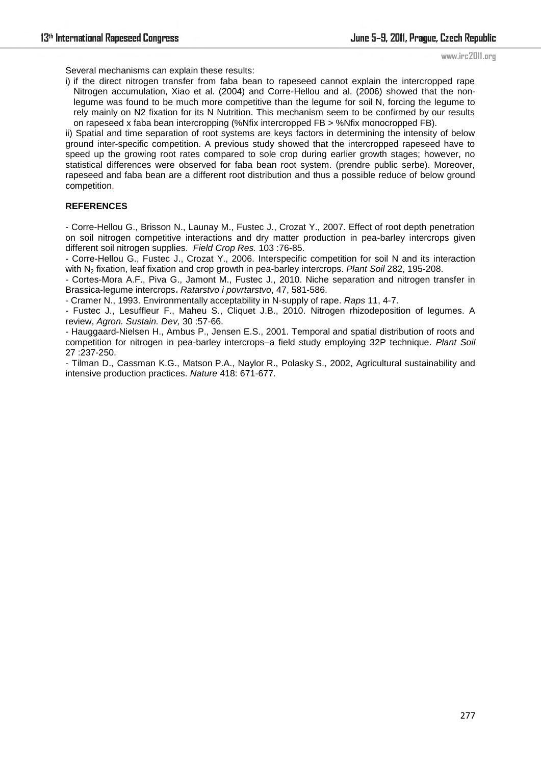Several mechanisms can explain these results:

i) if the direct nitrogen transfer from faba bean to rapeseed cannot explain the intercropped rape Nitrogen accumulation, Xiao et al. (2004) and Corre-Hellou and al. (2006) showed that the non-legume was found to be much more competitive than the legume for soil N, forcing the legume to rely mainly on N2 fixation for its N Nutrition. This mechanism seem to be confirmed by our results on rapeseed x faba bean intercropping (%Nfix intercropped FB > %Nfix monocropped FB).

ii) Spatial and time separation of root systems are keys factors in determining the intensity of below ground inter-specific competition. A previous study showed that the intercropped rapeseed have to speed up the growing root rates compared to sole crop during earlier growth stages; however, no statistical differences were observed for faba bean root system. (prendre public serbe). Moreover, rapeseed and faba bean are a different root distribution and thus a possible reduce of below ground competition.

**REFERENCES**

- Corre-Hellou G., Brisson N., Launay M., Fustec J., Crozat Y., 2007. Effect of root depth penetration on soil nitrogen competitive interactions and dry matter production in pea-barley intercrops given different soil nitrogen supplies. *Field Crop Res.* 103 :76-85.
- Corre-Hellou G., Fustec J., Crozat Y., 2006. Interspecific competition for soil N and its interaction with $N_2$ fixation, leaf fixation and crop growth in pea-barley intercrops. *Plant Soil* 282, 195-208.
- Cortes-Mora A.F., Piva G., Jamont M., Fustec J., 2010. Niche separation and nitrogen transfer in Brassica-legume intercrops. *Ratarstvo i povrtarstvo*, 47, 581-586.
- Cramer N., 1993. Environmentally acceptability in N-supply of rape. *Raps* 11, 4-7.
- Fustec J., Lesuffleur F., Maheu S., Cliquet J.B., 2010. Nitrogen rhizodeposition of legumes. A review, *Agron. Sustain. Dev,* 30 :57-66.
- Hauggaard-Nielsen H., Ambus P., Jensen E.S., 2001. Temporal and spatial distribution of roots and competition for nitrogen in pea-barley intercrops–a field study employing 32P technique. *Plant Soil* 27 :237-250.
- Tilman D., Cassman K.G., Matson P.A., Naylor R., Polasky S., 2002, Agricultural sustainability and intensive production practices. *Nature* 418: 671-677.